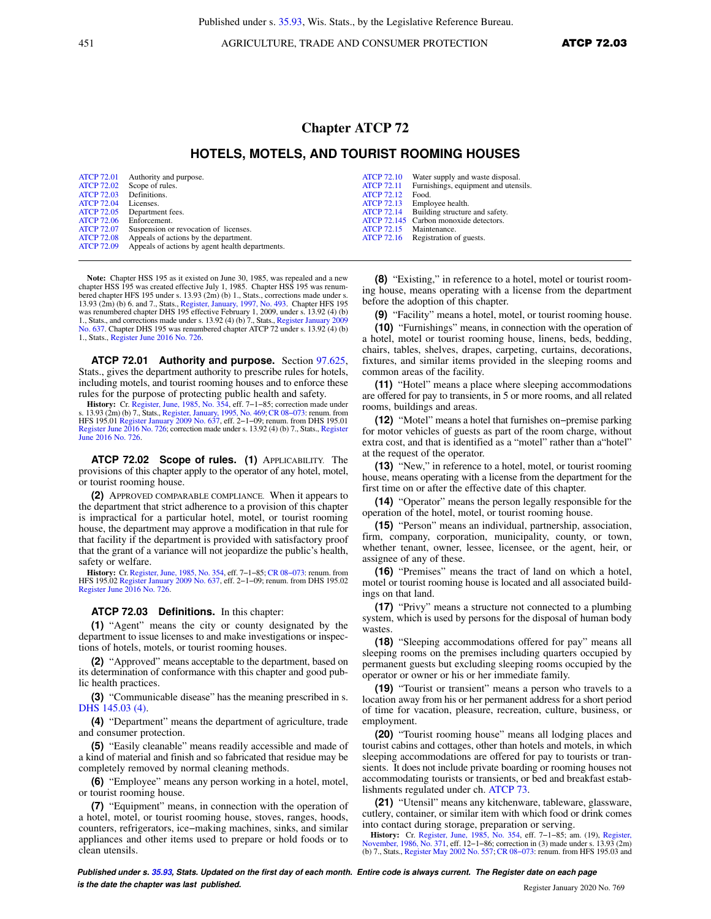# Chapter ATCP 72

## HOTELS, MOTELS, AND TOURIST ROOMING HOUSES

| | | | |
|---|---|---|---|
| ATCP 72.01 | Authority and purpose. | ATCP 72.10 | Water supply and waste disposal. |
| ATCP 72.02 | Scope of rules. | ATCP 72.11 | Furnishings, equipment and utensils. |
| ATCP 72.03 | Definitions. | ATCP 72.12 | Food. |
| ATCP 72.04 | Licenses. | ATCP 72.13 | Employee health. |
| ATCP 72.05 | Department fees. | ATCP 72.14 | Building structure and safety. |
| ATCP 72.06 | Enforcement. | ATCP 72.145 | Carbon monoxide detectors. |
| ATCP 72.07 | Suspension or revocation of licenses. | ATCP 72.15 | Maintenance. |
| ATCP 72.08 | Appeals of actions by the department. | ATCP 72.16 | Registration of guests. |
| ATCP 72.09 | Appeals of actions by agent health departments. | | |

**Note:** Chapter HSS 195 as it existed on June 30, 1985, was repealed and a new chapter HSS 195 was created effective July 1, 1985. Chapter HSS 195 was renumbered chapter HFS 195 under s. 13.93 (2m) (b) 1., Stats., corrections made under s. 13.93 (2m) (b) 6. and 7., Stats., Register, January, 1997, No. 493. Chapter HFS 195 was renumbered chapter DHS 195 effective February 1, 2009, under s. 13.92 (4) (b) 1., Stats., and corrections made under s. 13.92 (4) (b) 7., Stats., Register January 2009 No. 637. Chapter DHS 195 was renumbered chapter ATCP 72 under s. 13.92 (4) (b) 1., Stats., Register June 2016 No. 726.

**ATCP 72.01 Authority and purpose.** Section 97.625, Stats., gives the department authority to prescribe rules for hotels, including motels, and tourist rooming houses and to enforce these rules for the purpose of protecting public health and safety.

**History:** Cr. Register, June, 1985, No. 354, eff. 7−1−85; correction made under s. 13.93 (2m) (b) 7., Stats., Register, January, 1995, No. 469; CR 08−073: renum. from HFS 195.01 Register January 2009 No. 637, eff. 2−1−09; renum. from DHS 195.01 Register June 2016 No. 726; correction made under s. 13.92 (4) (b) 7., Stats., Register June 2016 No. 726.

**ATCP 72.02 Scope of rules. (1)** APPLICABILITY. The provisions of this chapter apply to the operator of any hotel, motel, or tourist rooming house.

**(2)** APPROVED COMPARABLE COMPLIANCE. When it appears to the department that strict adherence to a provision of this chapter is impractical for a particular hotel, motel, or tourist rooming house, the department may approve a modification in that rule for that facility if the department is provided with satisfactory proof that the grant of a variance will not jeopardize the public's health, safety or welfare.

**History:** Cr. Register, June, 1985, No. 354, eff. 7−1−85; CR 08−073: renum. from HFS 195.02 Register January 2009 No. 637, eff. 2−1−09; renum. from DHS 195.02 Register June 2016 No. 726.

**ATCP 72.03 Definitions.** In this chapter:

**(1)** "Agent" means the city or county designated by the department to issue licenses to and make investigations or inspections of hotels, motels, or tourist rooming houses.

**(2)** "Approved" means acceptable to the department, based on its determination of conformance with this chapter and good public health practices.

**(3)** "Communicable disease" has the meaning prescribed in s. DHS 145.03 (4).

**(4)** "Department" means the department of agriculture, trade and consumer protection.

**(5)** "Easily cleanable" means readily accessible and made of a kind of material and finish and so fabricated that residue may be completely removed by normal cleaning methods.

**(6)** "Employee" means any person working in a hotel, motel, or tourist rooming house.

**(7)** "Equipment" means, in connection with the operation of a hotel, motel, or tourist rooming house, stoves, ranges, hoods, counters, refrigerators, ice−making machines, sinks, and similar appliances and other items used to prepare or hold foods or to clean utensils.

**(8)** "Existing," in reference to a hotel, motel or tourist rooming house, means operating with a license from the department before the adoption of this chapter.

**(9)** "Facility" means a hotel, motel, or tourist rooming house.

**(10)** "Furnishings" means, in connection with the operation of a hotel, motel or tourist rooming house, linens, beds, bedding, chairs, tables, shelves, drapes, carpeting, curtains, decorations, fixtures, and similar items provided in the sleeping rooms and common areas of the facility.

**(11)** "Hotel" means a place where sleeping accommodations are offered for pay to transients, in 5 or more rooms, and all related rooms, buildings and areas.

**(12)** "Motel" means a hotel that furnishes on−premise parking for motor vehicles of guests as part of the room charge, without extra cost, and that is identified as a "motel" rather than a"hotel" at the request of the operator.

**(13)** "New," in reference to a hotel, motel, or tourist rooming house, means operating with a license from the department for the first time on or after the effective date of this chapter.

**(14)** "Operator" means the person legally responsible for the operation of the hotel, motel, or tourist rooming house.

**(15)** "Person" means an individual, partnership, association, firm, company, corporation, municipality, county, or town, whether tenant, owner, lessee, licensee, or the agent, heir, or assignee of any of these.

**(16)** "Premises" means the tract of land on which a hotel, motel or tourist rooming house is located and all associated buildings on that land.

**(17)** "Privy" means a structure not connected to a plumbing system, which is used by persons for the disposal of human body wastes.

**(18)** "Sleeping accommodations offered for pay" means all sleeping rooms on the premises including quarters occupied by permanent guests but excluding sleeping rooms occupied by the operator or owner or his or her immediate family.

**(19)** "Tourist or transient" means a person who travels to a location away from his or her permanent address for a short period of time for vacation, pleasure, recreation, culture, business, or employment.

**(20)** "Tourist rooming house" means all lodging places and tourist cabins and cottages, other than hotels and motels, in which sleeping accommodations are offered for pay to tourists or transients. It does not include private boarding or rooming houses not accommodating tourists or transients, or bed and breakfast establishments regulated under ch. ATCP 73.

**(21)** "Utensil" means any kitchenware, tableware, glassware, cutlery, container, or similar item with which food or drink comes into contact during storage, preparation or serving.

**History:** Cr. Register, June, 1985, No. 354, eff. 7−1−85; am. (19), Register, November, 1986, No. 371, eff. 12−1−86; correction in (3) made under s. 13.93 (2m) (b) 7., Stats., Register May 2002 No. 557; CR 08−073: renum. from HFS 195.03 and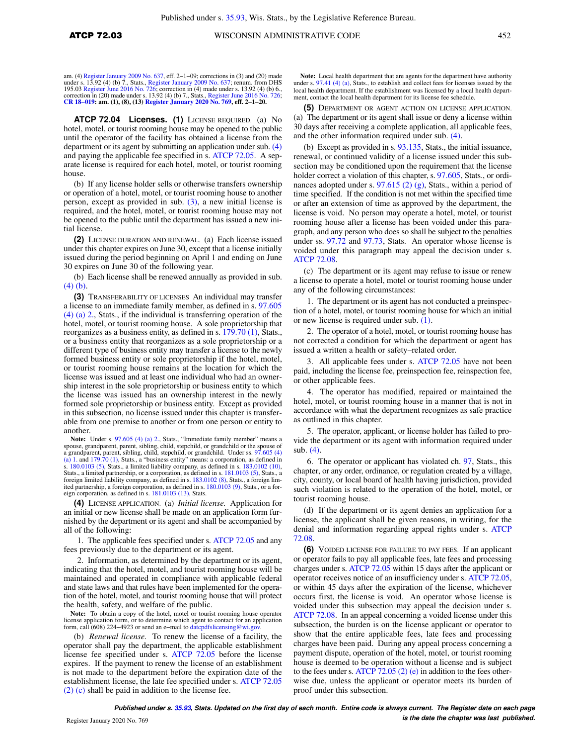am. (4) Register January 2009 No. 637, eff. 2–1–09; corrections in (3) and (20) made under s. 13.92 (4) (b) 7., Stats., Register January 2009 No. 637; renum. from DHS 195.03 Register June 2016 No. 726; correction in (4) made under s. 13.92 (4) (b) 6., correction in (20) made under s. 13.92 (4) (b) 7., Stats., Register June 2016 No. 726; **CR 18–019: am. (1), (8), (13) Register January 2020 No. 769, eff. 2–1–20.**

**ATCP 72.04 Licenses. (1)** LICENSE REQUIRED. (a) No hotel, motel, or tourist rooming house may be opened to the public until the operator of the facility has obtained a license from the department or its agent by submitting an application under sub. (4) and paying the applicable fee specified in s. ATCP 72.05. A separate license is required for each hotel, motel, or tourist rooming house.

(b) If any license holder sells or otherwise transfers ownership or operation of a hotel, motel, or tourist rooming house to another person, except as provided in sub. (3), a new initial license is required, and the hotel, motel, or tourist rooming house may not be opened to the public until the department has issued a new initial license.

**(2)** LICENSE DURATION AND RENEWAL. (a) Each license issued under this chapter expires on June 30, except that a license initially issued during the period beginning on April 1 and ending on June 30 expires on June 30 of the following year.

(b) Each license shall be renewed annually as provided in sub. (4) (b).

**(3)** TRANSFERABILITY OF LICENSES An individual may transfer a license to an immediate family member, as defined in s. 97.605 (4) (a) 2., Stats., if the individual is transferring operation of the hotel, motel, or tourist rooming house. A sole proprietorship that reorganizes as a business entity, as defined in s. 179.70 (1), Stats., or a business entity that reorganizes as a sole proprietorship or a different type of business entity may transfer a license to the newly formed business entity or sole proprietorship if the hotel, motel, or tourist rooming house remains at the location for which the license was issued and at least one individual who had an ownership interest in the sole proprietorship or business entity to which the license was issued has an ownership interest in the newly formed sole proprietorship or business entity. Except as provided in this subsection, no license issued under this chapter is transferable from one premise to another or from one person or entity to another.

**Note:** Under s. 97.605 (4) (a) 2., Stats., "Immediate family member" means a spouse, grandparent, parent, sibling, child, stepchild, or grandchild or the spouse of a grandparent, parent, sibling, child, stepchild, or grandchild. Under ss. 97.605 (4) (a) 1. and 179.70 (1), Stats., a "business entity" means: a corporation, as defined in s. 180.0103 (5), Stats., a limited liability company, as defined in s. 183.0102 (10), Stats., a limited partnership, or a corporation, as defined in s. 181.0103 (5), Stats., a foreign limited liability company, as defined in s. 183.0102 (8), Stats., a foreign limited partnership, a foreign corporation, as defined in s. 180.0103 (9), Stats., or a foreign corporation, as defined in s. 181.0103 (13), Stats.

**(4)** LICENSE APPLICATION. (a) *Initial license.* Application for an initial or new license shall be made on an application form furnished by the department or its agent and shall be accompanied by all of the following:

1. The applicable fees specified under s. ATCP 72.05 and any fees previously due to the department or its agent.

2. Information, as determined by the department or its agent, indicating that the hotel, motel, and tourist rooming house will be maintained and operated in compliance with applicable federal and state laws and that rules have been implemented for the operation of the hotel, motel, and tourist rooming house that will protect the health, safety, and welfare of the public.

**Note:** To obtain a copy of the hotel, motel or tourist rooming house operator license application form, or to determine which agent to contact for an application form, call (608) 224–4923 or send an e–mail to datcpdfslicensing@wi.gov.

(b) *Renewal license.* To renew the license of a facility, the operator shall pay the department, the applicable establishment license fee specified under s. ATCP 72.05 before the license expires. If the payment to renew the license of an establishment is not made to the department before the expiration date of the establishment license, the late fee specified under s. ATCP 72.05 (2) (c) shall be paid in addition to the license fee.

**Note:** Local health department that are agents for the department have authority under s. 97.41 (4) (a), Stats., to establish and collect fees for licenses issued by the local health department. If the establishment was licensed by a local health department, contact the local health department for its license fee schedule.

**(5)** DEPARTMENT OR AGENT ACTION ON LICENSE APPLICATION. (a) The department or its agent shall issue or deny a license within 30 days after receiving a complete application, all applicable fees, and the other information required under sub. (4).

(b) Except as provided in s. 93.135, Stats., the initial issuance, renewal, or continued validity of a license issued under this subsection may be conditioned upon the requirement that the license holder correct a violation of this chapter, s. 97.605, Stats., or ordinances adopted under s. 97.615 (2) (g), Stats., within a period of time specified. If the condition is not met within the specified time or after an extension of time as approved by the department, the license is void. No person may operate a hotel, motel, or tourist rooming house after a license has been voided under this paragraph, and any person who does so shall be subject to the penalties under ss. 97.72 and 97.73, Stats. An operator whose license is voided under this paragraph may appeal the decision under s. ATCP 72.08.

(c) The department or its agent may refuse to issue or renew a license to operate a hotel, motel or tourist rooming house under any of the following circumstances:

1. The department or its agent has not conducted a preinspection of a hotel, motel, or tourist rooming house for which an initial or new license is required under sub. (1).

2. The operator of a hotel, motel, or tourist rooming house has not corrected a condition for which the department or agent has issued a written a health or safety–related order.

3. All applicable fees under s. ATCP 72.05 have not been paid, including the license fee, preinspection fee, reinspection fee, or other applicable fees.

4. The operator has modified, repaired or maintained the hotel, motel, or tourist rooming house in a manner that is not in accordance with what the department recognizes as safe practice as outlined in this chapter.

5. The operator, applicant, or license holder has failed to provide the department or its agent with information required under sub. (4).

6. The operator or applicant has violated ch. 97, Stats., this chapter, or any order, ordinance, or regulation created by a village, city, county, or local board of health having jurisdiction, provided such violation is related to the operation of the hotel, motel, or tourist rooming house.

(d) If the department or its agent denies an application for a license, the applicant shall be given reasons, in writing, for the denial and information regarding appeal rights under s. ATCP 72.08.

**(6)** VOIDED LICENSE FOR FAILURE TO PAY FEES. If an applicant or operator fails to pay all applicable fees, late fees and processing charges under s. ATCP 72.05 within 15 days after the applicant or operator receives notice of an insufficiency under s. ATCP 72.05, or within 45 days after the expiration of the license, whichever occurs first, the license is void. An operator whose license is voided under this subsection may appeal the decision under s. ATCP 72.08. In an appeal concerning a voided license under this subsection, the burden is on the license applicant or operator to show that the entire applicable fees, late fees and processing charges have been paid. During any appeal process concerning a payment dispute, operation of the hotel, motel, or tourist rooming house is deemed to be operation without a license and is subject to the fees under s. ATCP 72.05 (2) (e) in addition to the fees otherwise due, unless the applicant or operator meets its burden of proof under this subsection.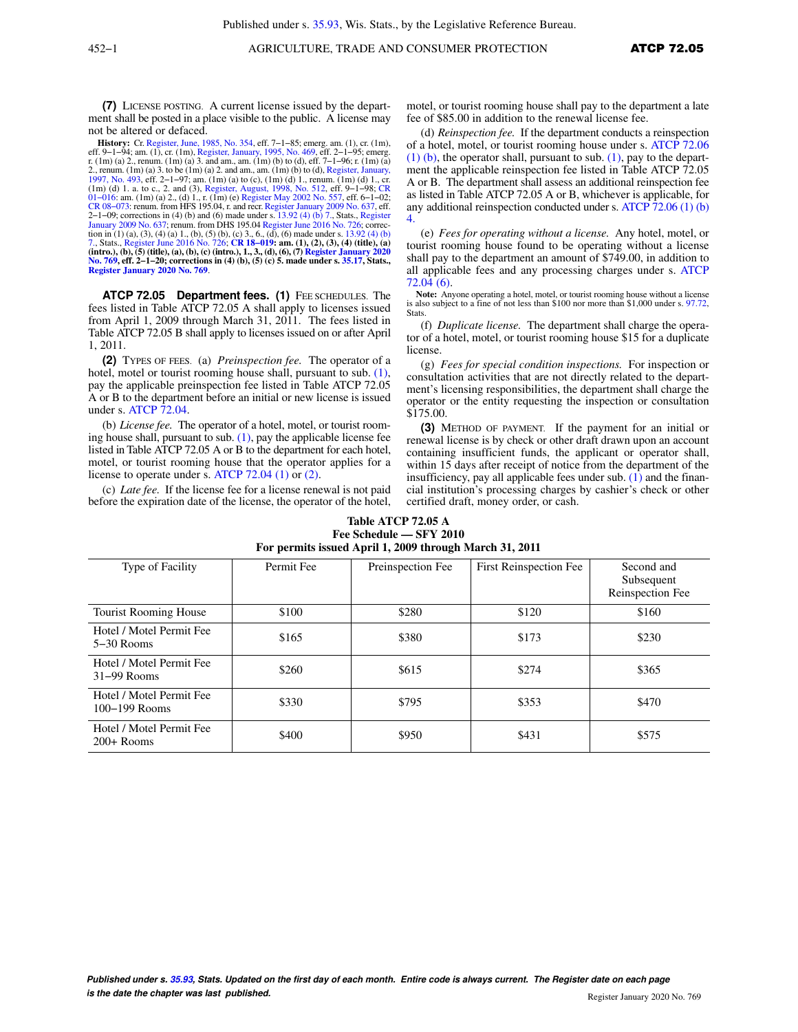**(7)** LICENSE POSTING. A current license issued by the department shall be posted in a place visible to the public. A license may not be altered or defaced.

**History:** Cr. Register, June, 1985, No. 354, eff. 7−1−85; emerg. am. (1), cr. (1m), eff. 9−1−94; am. (1), cr. (1m), Register, January, 1995, No. 469, eff. 2−1−95; emerg. r. (1m) (a) 2., renum. (1m) (a) 3. and am., am. (1m) (b) to (d), eff. 7−1−96; r. (1m) (a) 2., renum. (1m) (a) 3. to be (1m) (a) 2. and am., am. (1m) (b) to (d), Register, January, 1997, No. 493, eff. 2−1−97; am. (1m) (a) to (c), (1m) (d) 1., renum. (1m) (d) 1., cr. (1m) (d) 1. a. to c., 2. and (3), Register, August, 1998, No. 512, eff. 9−1−98; CR 01−016: am. (1m) (a) 2., (d) 1., r. (1m) (e) Register May 2002 No. 557, eff. 6−1−02; CR 08−073: renum. from HFS 195.04, r. and recr. Register January 2009 No. 637, eff. 2−1−09; corrections in (4) (b) and (6) made under s. 13.92 (4) (b) 7., Stats., Register January 2009 No. 637; renum. from DHS 195.04 Register June 2016 No. 726; correction in (1) (a), (3), (4) (a) 1., (b), (5) (b), (c) 3., 6., (d), (6) made under s. 13.92 (4) (b) 7., Stats., Register June 2016 No. 726; **CR 18−019: am. (1), (2), (3), (4) (title), (a) (intro.), (b), (5) (title), (a), (b), (c) (intro.), 1., 3., (d), (6), (7) Register January 2020 No. 769, eff. 2−1−20; corrections in (4) (b), (5) (c) 5. made under s. 35.17, Stats., Register January 2020 No. 769.**

**ATCP 72.05 Department fees. (1)** FEE SCHEDULES. The fees listed in Table ATCP 72.05 A shall apply to licenses issued from April 1, 2009 through March 31, 2011. The fees listed in Table ATCP 72.05 B shall apply to licenses issued on or after April 1, 2011.

**(2)** TYPES OF FEES. (a) *Preinspection fee.* The operator of a hotel, motel or tourist rooming house shall, pursuant to sub. (1), pay the applicable preinspection fee listed in Table ATCP 72.05 A or B to the department before an initial or new license is issued under s. ATCP 72.04.

(b) *License fee.* The operator of a hotel, motel, or tourist rooming house shall, pursuant to sub. (1), pay the applicable license fee listed in Table ATCP 72.05 A or B to the department for each hotel, motel, or tourist rooming house that the operator applies for a license to operate under s. ATCP 72.04 (1) or (2).

(c) *Late fee.* If the license fee for a license renewal is not paid before the expiration date of the license, the operator of the hotel, motel, or tourist rooming house shall pay to the department a late fee of $85.00 in addition to the renewal license fee.

(d) *Reinspection fee.* If the department conducts a reinspection of a hotel, motel, or tourist rooming house under s. ATCP 72.06 (1) (b), the operator shall, pursuant to sub. (1), pay to the department the applicable reinspection fee listed in Table ATCP 72.05 A or B. The department shall assess an additional reinspection fee as listed in Table ATCP 72.05 A or B, whichever is applicable, for any additional reinspection conducted under s. ATCP 72.06 (1) (b) 4.

(e) *Fees for operating without a license.* Any hotel, motel, or tourist rooming house found to be operating without a license shall pay to the department an amount of $749.00, in addition to all applicable fees and any processing charges under s. ATCP 72.04 (6).

**Note:** Anyone operating a hotel, motel, or tourist rooming house without a license is also subject to a fine of not less than $100 nor more than $1,000 under s. 97.72, Stats.

(f) *Duplicate license.* The department shall charge the operator of a hotel, motel, or tourist rooming house $15 for a duplicate license.

(g) *Fees for special condition inspections.* For inspection or consultation activities that are not directly related to the department's licensing responsibilities, the department shall charge the operator or the entity requesting the inspection or consultation $175.00.

**(3)** METHOD OF PAYMENT. If the payment for an initial or renewal license is by check or other draft drawn upon an account containing insufficient funds, the applicant or operator shall, within 15 days after receipt of notice from the department of the insufficiency, pay all applicable fees under sub. (1) and the financial institution's processing charges by cashier's check or other certified draft, money order, or cash.

**Table ATCP 72.05 A**
**Fee Schedule — SFY 2010**
**For permits issued April 1, 2009 through March 31, 2011**

| Type of Facility | Permit Fee | Preinspection Fee | First Reinspection Fee | Second and Subsequent Reinspection Fee |
|---|---|---|---|---|
| Tourist Rooming House | $100 | $280 | $120 | $160 |
| Hotel / Motel Permit Fee 5−30 Rooms | $165 | $380 | $173 | $230 |
| Hotel / Motel Permit Fee 31−99 Rooms | $260 | $615 | $274 | $365 |
| Hotel / Motel Permit Fee 100−199 Rooms | $330 | $795 | $353 | $470 |
| Hotel / Motel Permit Fee 200+ Rooms | $400 | $950 | $431 | $575 |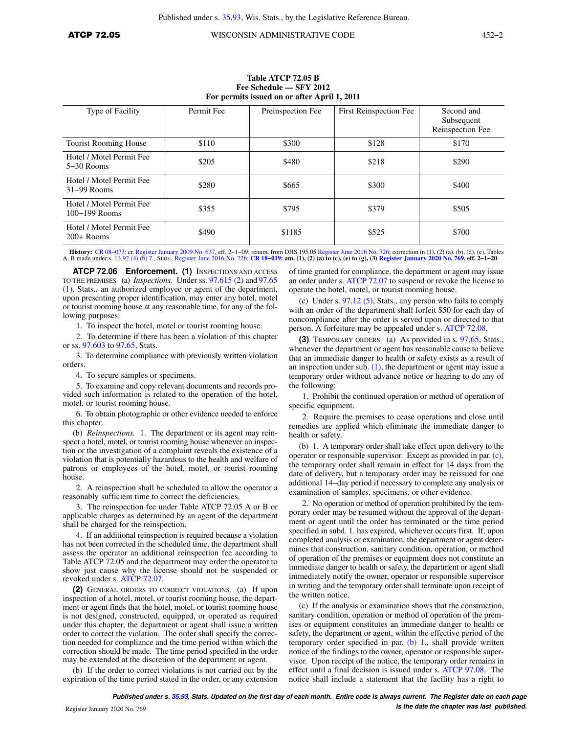**Table ATCP 72.05 B**
**Fee Schedule — SFY 2012**
**For permits issued on or after April 1, 2011**

| Type of Facility | Permit Fee | Preinspection Fee | First Reinspection Fee | Second and Subsequent Reinspection Fee |
|---|---|---|---|---|
| Tourist Rooming House | $110 | $300 | $128 | $170 |
| Hotel / Motel Permit Fee 5−30 Rooms | $205 | $480 | $218 | $290 |
| Hotel / Motel Permit Fee 31−99 Rooms | $280 | $665 | $300 | $400 |
| Hotel / Motel Permit Fee 100−199 Rooms | $355 | $795 | $379 | $505 |
| Hotel / Motel Permit Fee 200+ Rooms | $490 | $1185 | $525 | $700 |

**History:** CR 08−073: cr. Register January 2009 No. 637, eff. 2−1−09; renum. from DHS 195.05 Register June 2016 No. 726; correction in (1), (2) (a), (b), (d), (e), Tables A, B made under s. 13.92 (4) (b) 7., Stats., Register June 2016 No. 726; **CR 18−019: am. (1), (2) (a) to (c), (e) to (g), (3) Register January 2020 No. 769, eff. 2−1−20.**

**ATCP 72.06 Enforcement.** **(1)** INSPECTIONS AND ACCESS TO THE PREMISES. (a) *Inspections.* Under ss. 97.615 (2) and 97.65 (1), Stats., an authorized employee or agent of the department, upon presenting proper identification, may enter any hotel, motel or tourist rooming house at any reasonable time, for any of the following purposes:

1. To inspect the hotel, motel or tourist rooming house.

2. To determine if there has been a violation of this chapter or ss. 97.603 to 97.65, Stats.

3. To determine compliance with previously written violation orders.

4. To secure samples or specimens.

5. To examine and copy relevant documents and records provided such information is related to the operation of the hotel, motel, or tourist rooming house.

6. To obtain photographic or other evidence needed to enforce this chapter.

(b) *Reinspections.* 1. The department or its agent may reinspect a hotel, motel, or tourist rooming house whenever an inspection or the investigation of a complaint reveals the existence of a violation that is potentially hazardous to the health and welfare of patrons or employees of the hotel, motel, or tourist rooming house.

2. A reinspection shall be scheduled to allow the operator a reasonably sufficient time to correct the deficiencies.

3. The reinspection fee under Table ATCP 72.05 A or B or applicable charges as determined by an agent of the department shall be charged for the reinspection.

4. If an additional reinspection is required because a violation has not been corrected in the scheduled time, the department shall assess the operator an additional reinspection fee according to Table ATCP 72.05 and the department may order the operator to show just cause why the license should not be suspended or revoked under s. ATCP 72.07.

**(2)** GENERAL ORDERS TO CORRECT VIOLATIONS. (a) If upon inspection of a hotel, motel, or tourist rooming house, the department or agent finds that the hotel, motel, or tourist rooming house is not designed, constructed, equipped, or operated as required under this chapter, the department or agent shall issue a written order to correct the violation. The order shall specify the correction needed for compliance and the time period within which the correction should be made. The time period specified in the order may be extended at the discretion of the department or agent.

(b) If the order to correct violations is not carried out by the expiration of the time period stated in the order, or any extension of time granted for compliance, the department or agent may issue an order under s. ATCP 72.07 to suspend or revoke the license to operate the hotel, motel, or tourist rooming house.

(c) Under s. 97.12 (5), Stats., any person who fails to comply with an order of the department shall forfeit $50 for each day of noncompliance after the order is served upon or directed to that person. A forfeiture may be appealed under s. ATCP 72.08.

**(3)** TEMPORARY ORDERS. (a) As provided in s. 97.65, Stats., whenever the department or agent has reasonable cause to believe that an immediate danger to health or safety exists as a result of an inspection under sub. (1), the department or agent may issue a temporary order without advance notice or hearing to do any of the following:

1. Prohibit the continued operation or method of operation of specific equipment.

2. Require the premises to cease operations and close until remedies are applied which eliminate the immediate danger to health or safety.

(b) 1. A temporary order shall take effect upon delivery to the operator or responsible supervisor. Except as provided in par. (c), the temporary order shall remain in effect for 14 days from the date of delivery, but a temporary order may be reissued for one additional 14−day period if necessary to complete any analysis or examination of samples, specimens, or other evidence.

2. No operation or method of operation prohibited by the temporary order may be resumed without the approval of the department or agent until the order has terminated or the time period specified in subd. 1. has expired, whichever occurs first. If, upon completed analysis or examination, the department or agent determines that construction, sanitary condition, operation, or method of operation of the premises or equipment does not constitute an immediate danger to health or safety, the department or agent shall immediately notify the owner, operator or responsible supervisor in writing and the temporary order shall terminate upon receipt of the written notice.

(c) If the analysis or examination shows that the construction, sanitary condition, operation or method of operation of the premises or equipment constitutes an immediate danger to health or safety, the department or agent, within the effective period of the temporary order specified in par. (b) 1., shall provide written notice of the findings to the owner, operator or responsible supervisor. Upon receipt of the notice, the temporary order remains in effect until a final decision is issued under s. ATCP 97.08. The notice shall include a statement that the facility has a right to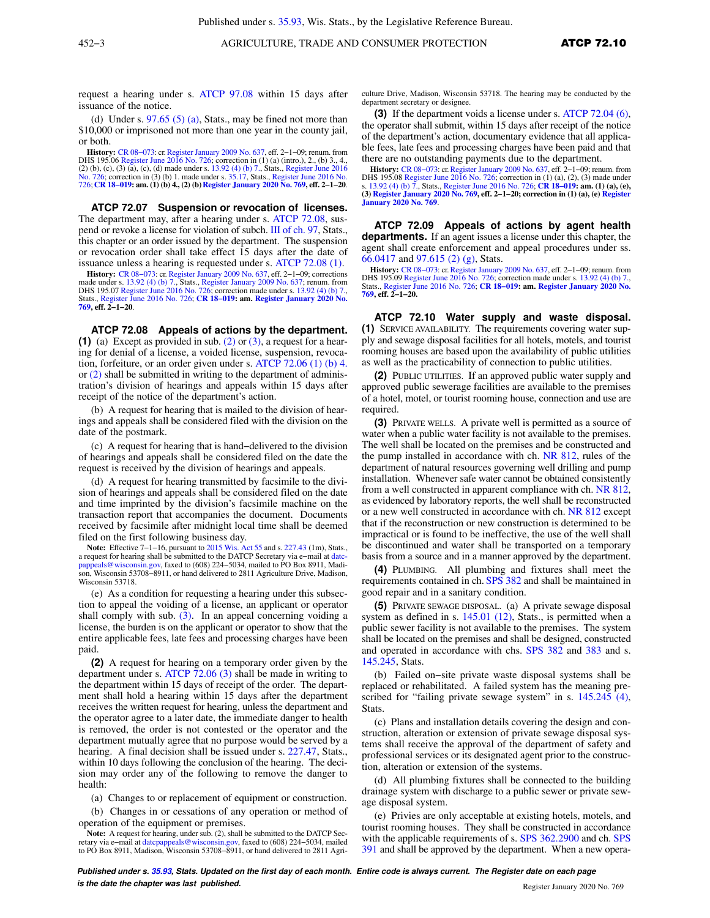request a hearing under s. ATCP 97.08 within 15 days after issuance of the notice.

(d) Under s. 97.65 (5) (a), Stats., may be fined not more than $10,000 or imprisoned not more than one year in the county jail, or both.

**History:** CR 08−073: cr. Register January 2009 No. 637, eff. 2−1−09; renum. from DHS 195.06 Register June 2016 No. 726; correction in (1) (a) (intro.), 2., (b) 3., 4., (2) (b), (c), (3) (a), (c), (d) made under s. 13.92 (4) (b) 7., Stats., Register June 2016 No. 726; correction in (3) (b) 1. made under s. 35.17, Stats., Register June 2016 No. 726; **CR 18−019: am. (1) (b) 4., (2) (b) Register January 2020 No. 769, eff. 2−1−20**.

### ATCP 72.07 Suspension or revocation of licenses.

The department may, after a hearing under s. ATCP 72.08, suspend or revoke a license for violation of subch. III of ch. 97, Stats., this chapter or an order issued by the department. The suspension or revocation order shall take effect 15 days after the date of issuance unless a hearing is requested under s. ATCP 72.08 (1).

**History:** CR 08−073: cr. Register January 2009 No. 637, eff. 2−1−09; corrections made under s. 13.92 (4) (b) 7., Stats., Register January 2009 No. 637; renum. from DHS 195.07 Register June 2016 No. 726; correction made under s. 13.92 (4) (b) 7., Stats., Register June 2016 No. 726; **CR 18−019: am. Register January 2020 No. 769, eff. 2−1−20**.

### ATCP 72.08 Appeals of actions by the department.

**(1)** (a) Except as provided in sub. (2) or (3), a request for a hearing for denial of a license, a voided license, suspension, revocation, forfeiture, or an order given under s. ATCP 72.06 (1) (b) 4. or (2) shall be submitted in writing to the department of administration's division of hearings and appeals within 15 days after receipt of the notice of the department's action.

(b) A request for hearing that is mailed to the division of hearings and appeals shall be considered filed with the division on the date of the postmark.

(c) A request for hearing that is hand−delivered to the division of hearings and appeals shall be considered filed on the date the request is received by the division of hearings and appeals.

(d) A request for hearing transmitted by facsimile to the division of hearings and appeals shall be considered filed on the date and time imprinted by the division's facsimile machine on the transaction report that accompanies the document. Documents received by facsimile after midnight local time shall be deemed filed on the first following business day.

**Note:** Effective 7−1−16, pursuant to 2015 Wis. Act 55 and s. 227.43 (1m), Stats., a request for hearing shall be submitted to the DATCP Secretary via e−mail at datcpappeals@wisconsin.gov, faxed to (608) 224−5034, mailed to PO Box 8911, Madison, Wisconsin 53708−8911, or hand delivered to 2811 Agriculture Drive, Madison, Wisconsin 53718.

(e) As a condition for requesting a hearing under this subsection to appeal the voiding of a license, an applicant or operator shall comply with sub. (3). In an appeal concerning voiding a license, the burden is on the applicant or operator to show that the entire applicable fees, late fees and processing charges have been paid.

**(2)** A request for hearing on a temporary order given by the department under s. ATCP 72.06 (3) shall be made in writing to the department within 15 days of receipt of the order. The department shall hold a hearing within 15 days after the department receives the written request for hearing, unless the department and the operator agree to a later date, the immediate danger to health is removed, the order is not contested or the operator and the department mutually agree that no purpose would be served by a hearing. A final decision shall be issued under s. 227.47, Stats., within 10 days following the conclusion of the hearing. The decision may order any of the following to remove the danger to health:

(a) Changes to or replacement of equipment or construction.

(b) Changes in or cessations of any operation or method of operation of the equipment or premises.

**Note:** A request for hearing, under sub. (2), shall be submitted to the DATCP Secretary via e−mail at datcpappeals@wisconsin.gov, faxed to (608) 224−5034, mailed to PO Box 8911, Madison, Wisconsin 53708−8911, or hand delivered to 2811 Agriculture Drive, Madison, Wisconsin 53718. The hearing may be conducted by the department secretary or designee.

**(3)** If the department voids a license under s. ATCP 72.04 (6), the operator shall submit, within 15 days after receipt of the notice of the department's action, documentary evidence that all applicable fees, late fees and processing charges have been paid and that there are no outstanding payments due to the department.

**History:** CR 08−073: cr. Register January 2009 No. 637, eff. 2−1−09; renum. from DHS 195.08 Register June 2016 No. 726; correction in (1) (a), (2), (3) made under s. 13.92 (4) (b) 7., Stats., Register June 2016 No. 726; **CR 18−019: am. (1) (a), (e), (3) Register January 2020 No. 769, eff. 2−1−20; correction in (1) (a), (e) Register January 2020 No. 769**.

### ATCP 72.09 Appeals of actions by agent health departments.

If an agent issues a license under this chapter, the agent shall create enforcement and appeal procedures under ss. 66.0417 and 97.615 (2) (g), Stats.

**History:** CR 08−073: cr. Register January 2009 No. 637, eff. 2−1−09; renum. from DHS 195.09 Register June 2016 No. 726; correction made under s. 13.92 (4) (b) 7., Stats., Register June 2016 No. 726; **CR 18−019: am. Register January 2020 No. 769, eff. 2−1−20**.

### ATCP 72.10 Water supply and waste disposal.

**(1)** SERVICE AVAILABILITY. The requirements covering water supply and sewage disposal facilities for all hotels, motels, and tourist rooming houses are based upon the availability of public utilities as well as the practicability of connection to public utilities.

**(2)** PUBLIC UTILITIES. If an approved public water supply and approved public sewerage facilities are available to the premises of a hotel, motel, or tourist rooming house, connection and use are required.

**(3)** PRIVATE WELLS. A private well is permitted as a source of water when a public water facility is not available to the premises. The well shall be located on the premises and be constructed and the pump installed in accordance with ch. NR 812, rules of the department of natural resources governing well drilling and pump installation. Whenever safe water cannot be obtained consistently from a well constructed in apparent compliance with ch. NR 812, as evidenced by laboratory reports, the well shall be reconstructed or a new well constructed in accordance with ch. NR 812 except that if the reconstruction or new construction is determined to be impractical or is found to be ineffective, the use of the well shall be discontinued and water shall be transported on a temporary basis from a source and in a manner approved by the department.

**(4)** PLUMBING. All plumbing and fixtures shall meet the requirements contained in ch. SPS 382 and shall be maintained in good repair and in a sanitary condition.

**(5)** PRIVATE SEWAGE DISPOSAL. (a) A private sewage disposal system as defined in s. 145.01 (12), Stats., is permitted when a public sewer facility is not available to the premises. The system shall be located on the premises and shall be designed, constructed and operated in accordance with chs. SPS 382 and 383 and s. 145.245, Stats.

(b) Failed on−site private waste disposal systems shall be replaced or rehabilitated. A failed system has the meaning prescribed for "failing private sewage system" in s. 145.245 (4), Stats.

(c) Plans and installation details covering the design and construction, alteration or extension of private sewage disposal systems shall receive the approval of the department of safety and professional services or its designated agent prior to the construction, alteration or extension of the systems.

(d) All plumbing fixtures shall be connected to the building drainage system with discharge to a public sewer or private sewage disposal system.

(e) Privies are only acceptable at existing hotels, motels, and tourist rooming houses. They shall be constructed in accordance with the applicable requirements of s. SPS 362.2900 and ch. SPS 391 and shall be approved by the department. When a new opera-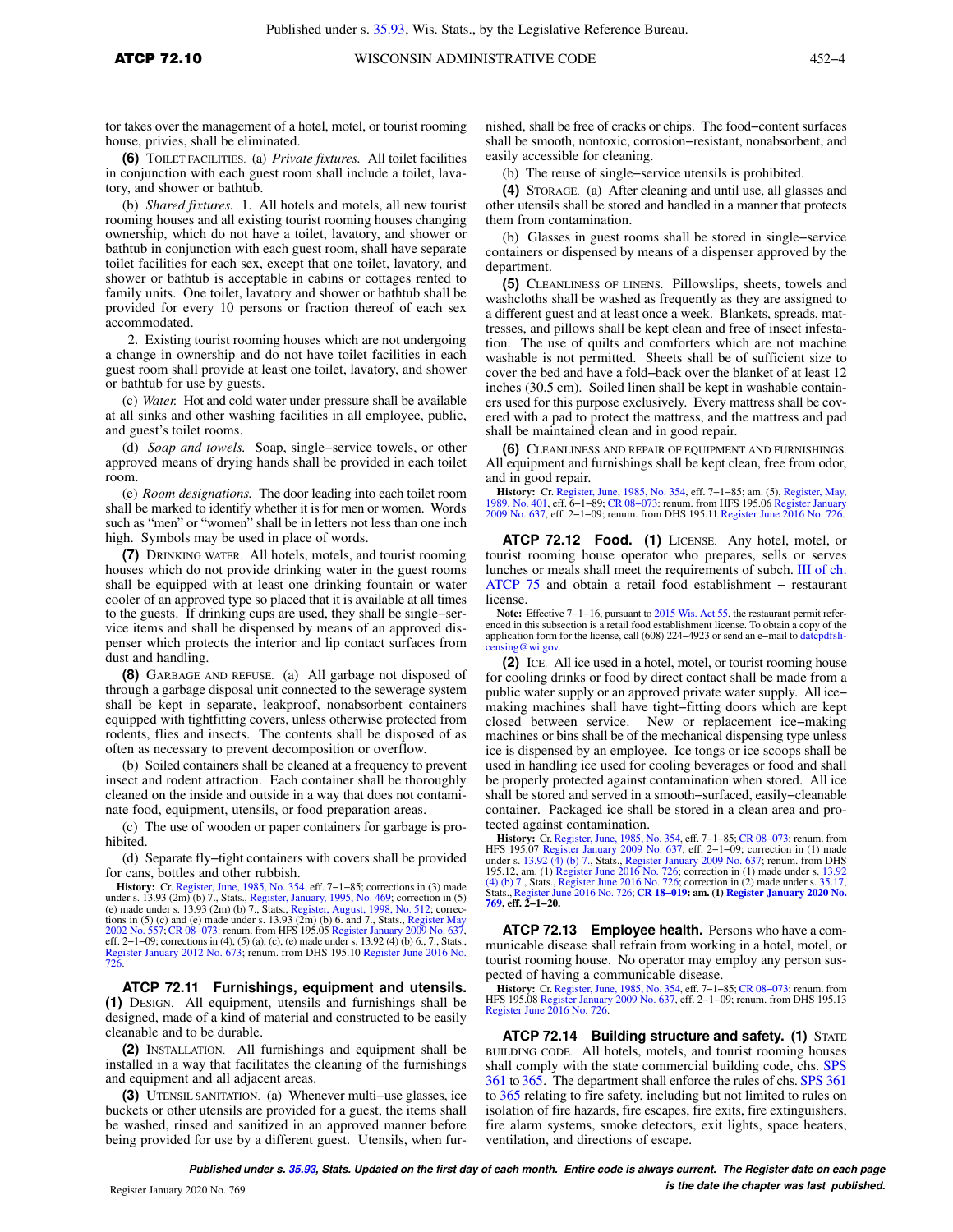tor takes over the management of a hotel, motel, or tourist rooming house, privies, shall be eliminated.

**(6)** TOILET FACILITIES. (a) *Private fixtures.* All toilet facilities in conjunction with each guest room shall include a toilet, lavatory, and shower or bathtub.

(b) *Shared fixtures.* 1. All hotels and motels, all new tourist rooming houses and all existing tourist rooming houses changing ownership, which do not have a toilet, lavatory, and shower or bathtub in conjunction with each guest room, shall have separate toilet facilities for each sex, except that one toilet, lavatory, and shower or bathtub is acceptable in cabins or cottages rented to family units. One toilet, lavatory and shower or bathtub shall be provided for every 10 persons or fraction thereof of each sex accommodated.

2. Existing tourist rooming houses which are not undergoing a change in ownership and do not have toilet facilities in each guest room shall provide at least one toilet, lavatory, and shower or bathtub for use by guests.

(c) *Water.* Hot and cold water under pressure shall be available at all sinks and other washing facilities in all employee, public, and guest's toilet rooms.

(d) *Soap and towels.* Soap, single−service towels, or other approved means of drying hands shall be provided in each toilet room.

(e) *Room designations.* The door leading into each toilet room shall be marked to identify whether it is for men or women. Words such as "men" or "women" shall be in letters not less than one inch high. Symbols may be used in place of words.

**(7)** DRINKING WATER. All hotels, motels, and tourist rooming houses which do not provide drinking water in the guest rooms shall be equipped with at least one drinking fountain or water cooler of an approved type so placed that it is available at all times to the guests. If drinking cups are used, they shall be single−service items and shall be dispensed by means of an approved dispenser which protects the interior and lip contact surfaces from dust and handling.

**(8)** GARBAGE AND REFUSE. (a) All garbage not disposed of through a garbage disposal unit connected to the sewerage system shall be kept in separate, leakproof, nonabsorbent containers equipped with tightfitting covers, unless otherwise protected from rodents, flies and insects. The contents shall be disposed of as often as necessary to prevent decomposition or overflow.

(b) Soiled containers shall be cleaned at a frequency to prevent insect and rodent attraction. Each container shall be thoroughly cleaned on the inside and outside in a way that does not contaminate food, equipment, utensils, or food preparation areas.

(c) The use of wooden or paper containers for garbage is prohibited.

(d) Separate fly−tight containers with covers shall be provided for cans, bottles and other rubbish.

**History:** Cr. Register, June, 1985, No. 354, eff. 7−1−85; corrections in (3) made under s. 13.93 (2m) (b) 7., Stats., Register, January, 1995, No. 469; correction in (5) (e) made under s. 13.93 (2m) (b) 7., Stats., Register, August, 1998, No. 512; corrections in (5) (c) and (e) made under s. 13.93 (2m) (b) 6. and 7., Stats., Register May 2002 No. 557; CR 08−073: renum. from HFS 195.05 Register January 2009 No. 637, eff. 2−1−09; corrections in (4), (5) (a), (c), (e) made under s. 13.92 (4) (b) 6., 7., Stats., Register January 2012 No. 673; renum. from DHS 195.10 Register June 2016 No. 726.

## ATCP 72.11 Furnishings, equipment and utensils.

**(1)** DESIGN. All equipment, utensils and furnishings shall be designed, made of a kind of material and constructed to be easily cleanable and to be durable.

**(2)** INSTALLATION. All furnishings and equipment shall be installed in a way that facilitates the cleaning of the furnishings and equipment and all adjacent areas.

**(3)** UTENSIL SANITATION. (a) Whenever multi−use glasses, ice buckets or other utensils are provided for a guest, the items shall be washed, rinsed and sanitized in an approved manner before being provided for use by a different guest. Utensils, when furnished, shall be free of cracks or chips. The food−content surfaces shall be smooth, nontoxic, corrosion−resistant, nonabsorbent, and easily accessible for cleaning.

(b) The reuse of single−service utensils is prohibited.

**(4)** STORAGE. (a) After cleaning and until use, all glasses and other utensils shall be stored and handled in a manner that protects them from contamination.

(b) Glasses in guest rooms shall be stored in single−service containers or dispensed by means of a dispenser approved by the department.

**(5)** CLEANLINESS OF LINENS. Pillowslips, sheets, towels and washcloths shall be washed as frequently as they are assigned to a different guest and at least once a week. Blankets, spreads, mattresses, and pillows shall be kept clean and free of insect infestation. The use of quilts and comforters which are not machine washable is not permitted. Sheets shall be of sufficient size to cover the bed and have a fold−back over the blanket of at least 12 inches (30.5 cm). Soiled linen shall be kept in washable containers used for this purpose exclusively. Every mattress shall be covered with a pad to protect the mattress, and the mattress and pad shall be maintained clean and in good repair.

**(6)** CLEANLINESS AND REPAIR OF EQUIPMENT AND FURNISHINGS. All equipment and furnishings shall be kept clean, free from odor, and in good repair.

**History:** Cr. Register, June, 1985, No. 354, eff. 7−1−85; am. (5), Register, May, 1989, No. 401, eff. 6−1−89; CR 08−073: renum. from HFS 195.06 Register January 2009 No. 637, eff. 2−1−09; renum. from DHS 195.11 Register June 2016 No. 726.

## ATCP 72.12 Food.

**(1)** LICENSE. Any hotel, motel, or tourist rooming house operator who prepares, sells or serves lunches or meals shall meet the requirements of subch. III of ch. ATCP 75 and obtain a retail food establishment − restaurant license.

**Note:** Effective 7−1−16, pursuant to 2015 Wis. Act 55, the restaurant permit referenced in this subsection is a retail food establishment license. To obtain a copy of the application form for the license, call (608) 224−4923 or send an e−mail to datcpdfslicensing@wi.gov.

**(2)** ICE. All ice used in a hotel, motel, or tourist rooming house for cooling drinks or food by direct contact shall be made from a public water supply or an approved private water supply. All ice−making machines shall have tight−fitting doors which are kept closed between service. New or replacement ice−making machines or bins shall be of the mechanical dispensing type unless ice is dispensed by an employee. Ice tongs or ice scoops shall be used in handling ice used for cooling beverages or food and shall be properly protected against contamination when stored. All ice shall be stored and served in a smooth−surfaced, easily−cleanable container. Packaged ice shall be stored in a clean area and protected against contamination.

**History:** Cr. Register, June, 1985, No. 354, eff. 7−1−85; CR 08−073: renum. from HFS 195.07 Register January 2009 No. 637, eff. 2−1−09; correction in (1) made under s. 13.92 (4) (b) 7., Stats., Register January 2009 No. 637; renum. from DHS 195.12, am. (1) Register June 2016 No. 726; correction in (1) made under s. 13.92 (4) (b) 7., Stats., Register June 2016 No. 726; correction in (2) made under s. 35.17, Stats., Register June 2016 No. 726; **CR 18−019: am. (1) Register January 2020 No. 769, eff. 2−1−20.**

## ATCP 72.13 Employee health.

Persons who have a communicable disease shall refrain from working in a hotel, motel, or tourist rooming house. No operator may employ any person suspected of having a communicable disease.

**History:** Cr. Register, June, 1985, No. 354, eff. 7−1−85; CR 08−073: renum. from HFS 195.08 Register January 2009 No. 637, eff. 2−1−09; renum. from DHS 195.13 Register June 2016 No. 726.

## ATCP 72.14 Building structure and safety.

**(1)** STATE BUILDING CODE. All hotels, motels, and tourist rooming houses shall comply with the state commercial building code, chs. SPS 361 to 365. The department shall enforce the rules of chs. SPS 361 to 365 relating to fire safety, including but not limited to rules on isolation of fire hazards, fire escapes, fire exits, fire extinguishers, fire alarm systems, smoke detectors, exit lights, space heaters, ventilation, and directions of escape.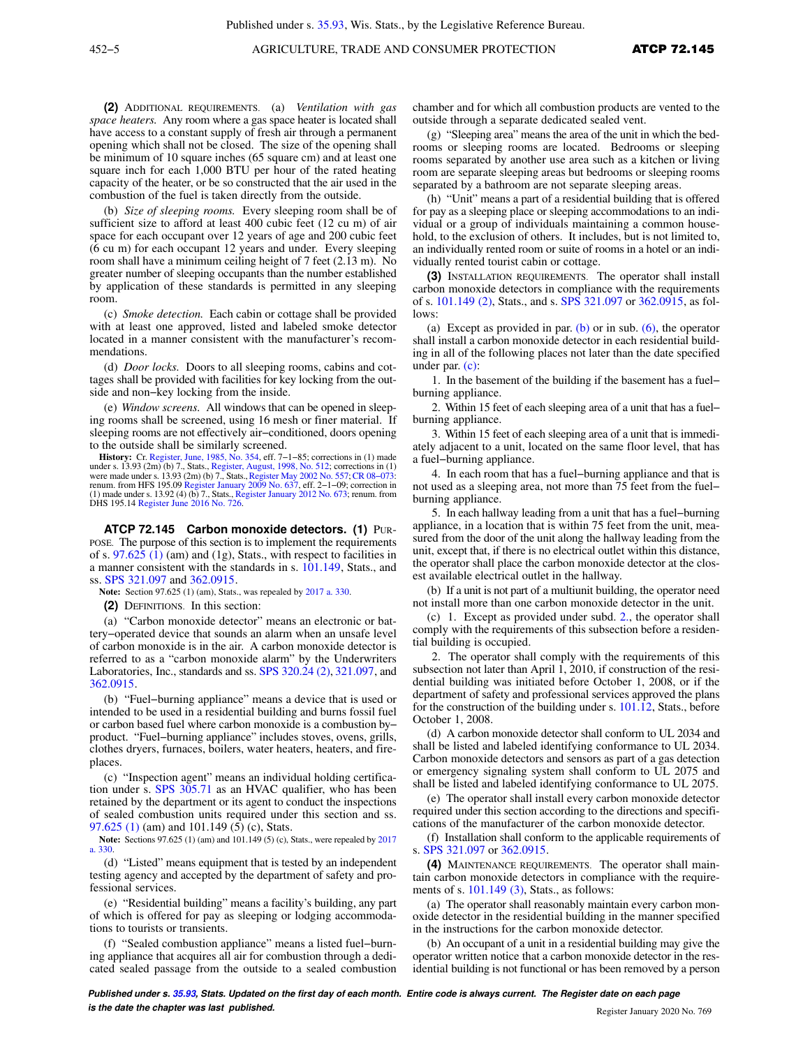**(2)** Additional requirements. (a) *Ventilation with gas space heaters.* Any room where a gas space heater is located shall have access to a constant supply of fresh air through a permanent opening which shall not be closed. The size of the opening shall be minimum of 10 square inches (65 square cm) and at least one square inch for each 1,000 BTU per hour of the rated heating capacity of the heater, or be so constructed that the air used in the combustion of the fuel is taken directly from the outside.

(b) *Size of sleeping rooms.* Every sleeping room shall be of sufficient size to afford at least 400 cubic feet (12 cu m) of air space for each occupant over 12 years of age and 200 cubic feet (6 cu m) for each occupant 12 years and under. Every sleeping room shall have a minimum ceiling height of 7 feet (2.13 m). No greater number of sleeping occupants than the number established by application of these standards is permitted in any sleeping room.

(c) *Smoke detection.* Each cabin or cottage shall be provided with at least one approved, listed and labeled smoke detector located in a manner consistent with the manufacturer's recommendations.

(d) *Door locks.* Doors to all sleeping rooms, cabins and cottages shall be provided with facilities for key locking from the outside and non−key locking from the inside.

(e) *Window screens.* All windows that can be opened in sleeping rooms shall be screened, using 16 mesh or finer material. If sleeping rooms are not effectively air−conditioned, doors opening to the outside shall be similarly screened.

**History:** Cr. Register, June, 1985, No. 354, eff. 7−1−85; corrections in (1) made under s. 13.93 (2m) (b) 7., Stats., Register, August, 1998, No. 512; corrections in (1) were made under s. 13.93 (2m) (b) 7., Stats., Register May 2002 No. 557; CR 08−073: renum. from HFS 195.09 Register January 2009 No. 637, eff. 2−1−09; correction in (1) made under s. 13.92 (4) (b) 7., Stats., Register January 2012 No. 673; renum. from DHS 195.14 Register June 2016 No. 726.

### ATCP 72.145 Carbon monoxide detectors.

**(1)** Purpose. The purpose of this section is to implement the requirements of s. 97.625 (1) (am) and (1g), Stats., with respect to facilities in a manner consistent with the standards in s. 101.149, Stats., and ss. SPS 321.097 and 362.0915.

**Note:** Section 97.625 (1) (am), Stats., was repealed by 2017 a. 330.

**(2)** Definitions. In this section:

(a) "Carbon monoxide detector" means an electronic or battery−operated device that sounds an alarm when an unsafe level of carbon monoxide is in the air. A carbon monoxide detector is referred to as a "carbon monoxide alarm" by the Underwriters Laboratories, Inc., standards and ss. SPS 320.24 (2), 321.097, and 362.0915.

(b) "Fuel−burning appliance" means a device that is used or intended to be used in a residential building and burns fossil fuel or carbon based fuel where carbon monoxide is a combustion by−product. "Fuel−burning appliance" includes stoves, ovens, grills, clothes dryers, furnaces, boilers, water heaters, heaters, and fireplaces.

(c) "Inspection agent" means an individual holding certification under s. SPS 305.71 as an HVAC qualifier, who has been retained by the department or its agent to conduct the inspections of sealed combustion units required under this section and ss. 97.625 (1) (am) and 101.149 (5) (c), Stats.

**Note:** Sections 97.625 (1) (am) and 101.149 (5) (c), Stats., were repealed by 2017 a. 330.

(d) "Listed" means equipment that is tested by an independent testing agency and accepted by the department of safety and professional services.

(e) "Residential building" means a facility's building, any part of which is offered for pay as sleeping or lodging accommodations to tourists or transients.

(f) "Sealed combustion appliance" means a listed fuel−burning appliance that acquires all air for combustion through a dedicated sealed passage from the outside to a sealed combustion chamber and for which all combustion products are vented to the outside through a separate dedicated sealed vent.

(g) "Sleeping area" means the area of the unit in which the bedrooms or sleeping rooms are located. Bedrooms or sleeping rooms separated by another use area such as a kitchen or living room are separate sleeping areas but bedrooms or sleeping rooms separated by a bathroom are not separate sleeping areas.

(h) "Unit" means a part of a residential building that is offered for pay as a sleeping place or sleeping accommodations to an individual or a group of individuals maintaining a common household, to the exclusion of others. It includes, but is not limited to, an individually rented room or suite of rooms in a hotel or an individually rented tourist cabin or cottage.

**(3)** Installation requirements. The operator shall install carbon monoxide detectors in compliance with the requirements of s. 101.149 (2), Stats., and s. SPS 321.097 or 362.0915, as follows:

(a) Except as provided in par. (b) or in sub. (6), the operator shall install a carbon monoxide detector in each residential building in all of the following places not later than the date specified under par. (c):

1. In the basement of the building if the basement has a fuel−burning appliance.

2. Within 15 feet of each sleeping area of a unit that has a fuel−burning appliance.

3. Within 15 feet of each sleeping area of a unit that is immediately adjacent to a unit, located on the same floor level, that has a fuel−burning appliance.

4. In each room that has a fuel−burning appliance and that is not used as a sleeping area, not more than 75 feet from the fuel−burning appliance.

5. In each hallway leading from a unit that has a fuel−burning appliance, in a location that is within 75 feet from the unit, measured from the door of the unit along the hallway leading from the unit, except that, if there is no electrical outlet within this distance, the operator shall place the carbon monoxide detector at the closest available electrical outlet in the hallway.

(b) If a unit is not part of a multiunit building, the operator need not install more than one carbon monoxide detector in the unit.

(c) 1. Except as provided under subd. 2., the operator shall comply with the requirements of this subsection before a residential building is occupied.

2. The operator shall comply with the requirements of this subsection not later than April 1, 2010, if construction of the residential building was initiated before October 1, 2008, or if the department of safety and professional services approved the plans for the construction of the building under s. 101.12, Stats., before October 1, 2008.

(d) A carbon monoxide detector shall conform to UL 2034 and shall be listed and labeled identifying conformance to UL 2034. Carbon monoxide detectors and sensors as part of a gas detection or emergency signaling system shall conform to UL 2075 and shall be listed and labeled identifying conformance to UL 2075.

(e) The operator shall install every carbon monoxide detector required under this section according to the directions and specifications of the manufacturer of the carbon monoxide detector.

(f) Installation shall conform to the applicable requirements of s. SPS 321.097 or 362.0915.

**(4)** Maintenance requirements. The operator shall maintain carbon monoxide detectors in compliance with the requirements of s. 101.149 (3), Stats., as follows:

(a) The operator shall reasonably maintain every carbon monoxide detector in the residential building in the manner specified in the instructions for the carbon monoxide detector.

(b) An occupant of a unit in a residential building may give the operator written notice that a carbon monoxide detector in the residential building is not functional or has been removed by a person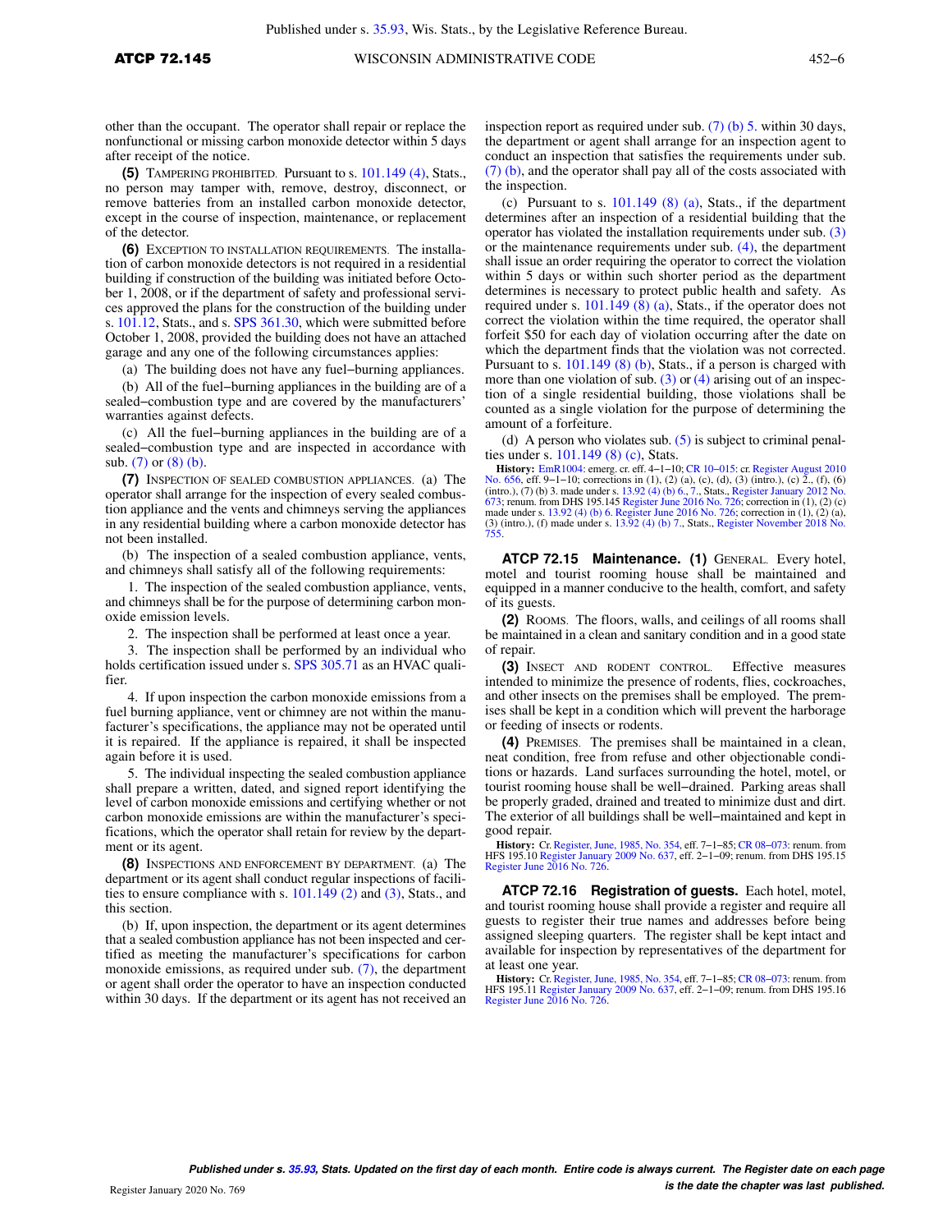other than the occupant. The operator shall repair or replace the nonfunctional or missing carbon monoxide detector within 5 days after receipt of the notice.

**(5)** TAMPERING PROHIBITED. Pursuant to s. 101.149 (4), Stats., no person may tamper with, remove, destroy, disconnect, or remove batteries from an installed carbon monoxide detector, except in the course of inspection, maintenance, or replacement of the detector.

**(6)** EXCEPTION TO INSTALLATION REQUIREMENTS. The installation of carbon monoxide detectors is not required in a residential building if construction of the building was initiated before October 1, 2008, or if the department of safety and professional services approved the plans for the construction of the building under s. 101.12, Stats., and s. SPS 361.30, which were submitted before October 1, 2008, provided the building does not have an attached garage and any one of the following circumstances applies:

(a) The building does not have any fuel−burning appliances.

(b) All of the fuel−burning appliances in the building are of a sealed−combustion type and are covered by the manufacturers' warranties against defects.

(c) All the fuel−burning appliances in the building are of a sealed−combustion type and are inspected in accordance with sub. (7) or (8) (b).

**(7)** INSPECTION OF SEALED COMBUSTION APPLIANCES. (a) The operator shall arrange for the inspection of every sealed combustion appliance and the vents and chimneys serving the appliances in any residential building where a carbon monoxide detector has not been installed.

(b) The inspection of a sealed combustion appliance, vents, and chimneys shall satisfy all of the following requirements:

1. The inspection of the sealed combustion appliance, vents, and chimneys shall be for the purpose of determining carbon monoxide emission levels.

2. The inspection shall be performed at least once a year.

3. The inspection shall be performed by an individual who holds certification issued under s. SPS 305.71 as an HVAC qualifier.

4. If upon inspection the carbon monoxide emissions from a fuel burning appliance, vent or chimney are not within the manufacturer's specifications, the appliance may not be operated until it is repaired. If the appliance is repaired, it shall be inspected again before it is used.

5. The individual inspecting the sealed combustion appliance shall prepare a written, dated, and signed report identifying the level of carbon monoxide emissions and certifying whether or not carbon monoxide emissions are within the manufacturer's specifications, which the operator shall retain for review by the department or its agent.

**(8)** INSPECTIONS AND ENFORCEMENT BY DEPARTMENT. (a) The department or its agent shall conduct regular inspections of facilities to ensure compliance with s. 101.149 (2) and (3), Stats., and this section.

(b) If, upon inspection, the department or its agent determines that a sealed combustion appliance has not been inspected and certified as meeting the manufacturer's specifications for carbon monoxide emissions, as required under sub. (7), the department or agent shall order the operator to have an inspection conducted within 30 days. If the department or its agent has not received an inspection report as required under sub. (7) (b) 5. within 30 days, the department or agent shall arrange for an inspection agent to conduct an inspection that satisfies the requirements under sub. (7) (b), and the operator shall pay all of the costs associated with the inspection.

(c) Pursuant to s. 101.149 (8) (a), Stats., if the department determines after an inspection of a residential building that the operator has violated the installation requirements under sub. (3) or the maintenance requirements under sub. (4), the department shall issue an order requiring the operator to correct the violation within 5 days or within such shorter period as the department determines is necessary to protect public health and safety. As required under s. 101.149 (8) (a), Stats., if the operator does not correct the violation within the time required, the operator shall forfeit $50 for each day of violation occurring after the date on which the department finds that the violation was not corrected. Pursuant to s. 101.149 (8) (b), Stats., if a person is charged with more than one violation of sub. (3) or (4) arising out of an inspection of a single residential building, those violations shall be counted as a single violation for the purpose of determining the amount of a forfeiture.

(d) A person who violates sub. (5) is subject to criminal penalties under s. 101.149 (8) (c), Stats.

**History:** EmR1004: emerg. cr. eff. 4−1−10; CR 10−015: cr. Register August 2010 No. 656, eff. 9−1−10; corrections in (1), (2) (a), (c), (d), (3) (intro.), (c) 2., (f), (6) (intro.), (7) (b) 3. made under s. 13.92 (4) (b) 6., 7., Stats., Register January 2012 No. 673; renum. from DHS 195.145 Register June 2016 No. 726; correction in (1), (2) (c) made under s. 13.92 (4) (b) 6. Register June 2016 No. 726; correction in (1), (2) (a), (3) (intro.), (f) made under s. 13.92 (4) (b) 7., Stats., Register November 2018 No. 755.

## ATCP 72.15 Maintenance.

**(1)** GENERAL. Every hotel, motel and tourist rooming house shall be maintained and equipped in a manner conducive to the health, comfort, and safety of its guests.

**(2)** ROOMS. The floors, walls, and ceilings of all rooms shall be maintained in a clean and sanitary condition and in a good state of repair.

**(3)** INSECT AND RODENT CONTROL. Effective measures intended to minimize the presence of rodents, flies, cockroaches, and other insects on the premises shall be employed. The premises shall be kept in a condition which will prevent the harborage or feeding of insects or rodents.

**(4)** PREMISES. The premises shall be maintained in a clean, neat condition, free from refuse and other objectionable conditions or hazards. Land surfaces surrounding the hotel, motel, or tourist rooming house shall be well−drained. Parking areas shall be properly graded, drained and treated to minimize dust and dirt. The exterior of all buildings shall be well−maintained and kept in good repair.

**History:** Cr. Register, June, 1985, No. 354, eff. 7−1−85; CR 08−073: renum. from HFS 195.10 Register January 2009 No. 637, eff. 2−1−09; renum. from DHS 195.15 Register June 2016 No. 726.

## ATCP 72.16 Registration of guests.

Each hotel, motel, and tourist rooming house shall provide a register and require all guests to register their true names and addresses before being assigned sleeping quarters. The register shall be kept intact and available for inspection by representatives of the department for at least one year.

**History:** Cr. Register, June, 1985, No. 354, eff. 7−1−85; CR 08−073: renum. from HFS 195.11 Register January 2009 No. 637, eff. 2−1−09; renum. from DHS 195.16 Register June 2016 No. 726.